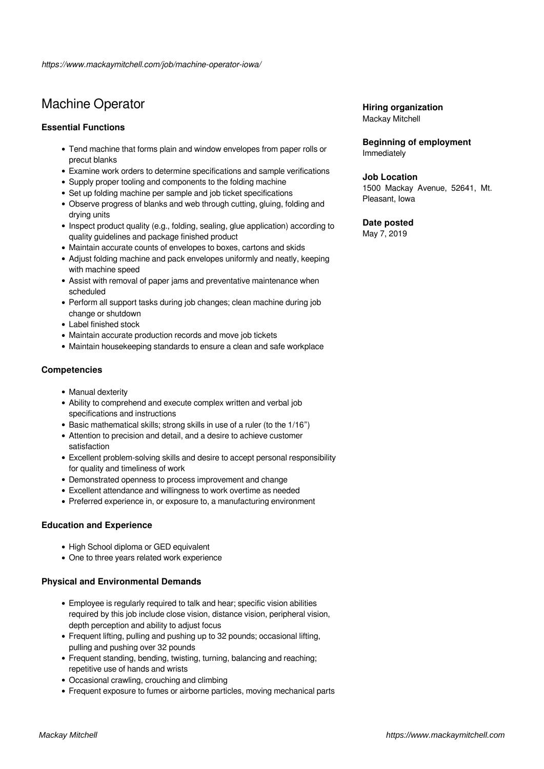*https://www.mackaymitchell.com/job/machine-operator-iowa/*

# Machine Operator

**Hiring organization**
Mackay Mitchell

**Beginning of employment**
Immediately

**Job Location**
1500 Mackay Avenue, 52641, Mt. Pleasant, Iowa

**Date posted**
May 7, 2019

### Essential Functions

- Tend machine that forms plain and window envelopes from paper rolls or precut blanks
- Examine work orders to determine specifications and sample verifications
- Supply proper tooling and components to the folding machine
- Set up folding machine per sample and job ticket specifications
- Observe progress of blanks and web through cutting, gluing, folding and drying units
- Inspect product quality (e.g., folding, sealing, glue application) according to quality guidelines and package finished product
- Maintain accurate counts of envelopes to boxes, cartons and skids
- Adjust folding machine and pack envelopes uniformly and neatly, keeping with machine speed
- Assist with removal of paper jams and preventative maintenance when scheduled
- Perform all support tasks during job changes; clean machine during job change or shutdown
- Label finished stock
- Maintain accurate production records and move job tickets
- Maintain housekeeping standards to ensure a clean and safe workplace

### Competencies

- Manual dexterity
- Ability to comprehend and execute complex written and verbal job specifications and instructions
- Basic mathematical skills; strong skills in use of a ruler (to the 1/16")
- Attention to precision and detail, and a desire to achieve customer satisfaction
- Excellent problem-solving skills and desire to accept personal responsibility for quality and timeliness of work
- Demonstrated openness to process improvement and change
- Excellent attendance and willingness to work overtime as needed
- Preferred experience in, or exposure to, a manufacturing environment

### Education and Experience

- High School diploma or GED equivalent
- One to three years related work experience

### Physical and Environmental Demands

- Employee is regularly required to talk and hear; specific vision abilities required by this job include close vision, distance vision, peripheral vision, depth perception and ability to adjust focus
- Frequent lifting, pulling and pushing up to 32 pounds; occasional lifting, pulling and pushing over 32 pounds
- Frequent standing, bending, twisting, turning, balancing and reaching; repetitive use of hands and wrists
- Occasional crawling, crouching and climbing
- Frequent exposure to fumes or airborne particles, moving mechanical parts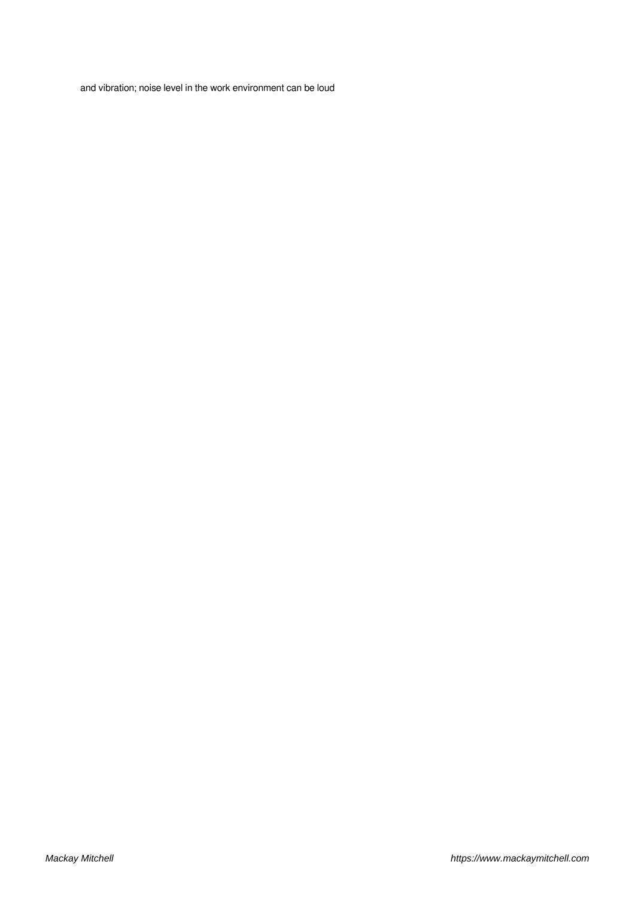and vibration; noise level in the work environment can be loud